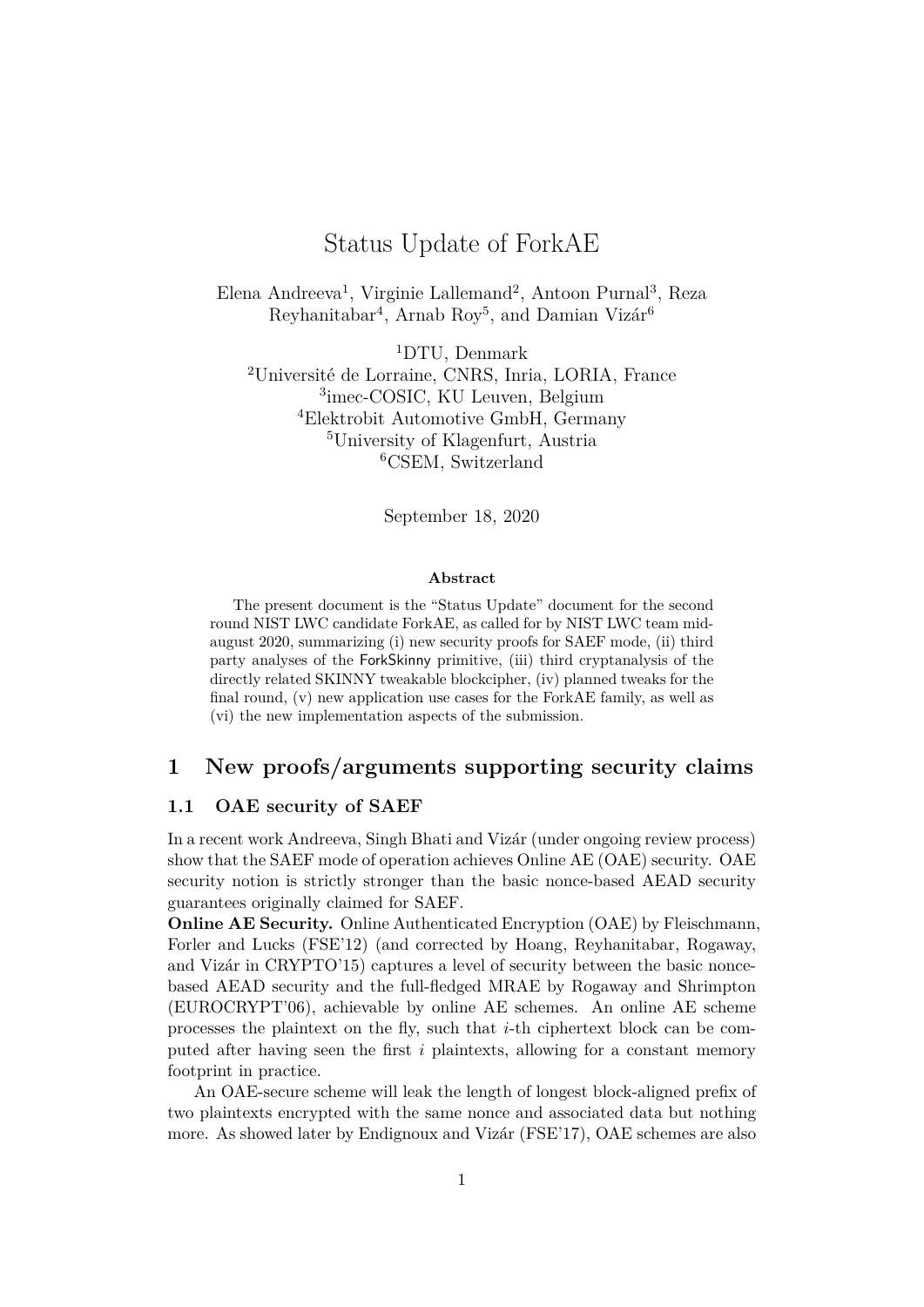# Status Update of ForkAE

Elena Andreeva[1], Virginie Lallemand[2], Antoon Purnal[3], Reza Reyhanitabar[4], Arnab Roy[5], and Damian Vizár[6]

[1]DTU, Denmark
[2]Université de Lorraine, CNRS, Inria, LORIA, France
[3]imec-COSIC, KU Leuven, Belgium
[4]Elektrobit Automotive GmbH, Germany
[5]University of Klagenfurt, Austria
[6]CSEM, Switzerland

September 18, 2020

**Abstract**

The present document is the "Status Update" document for the second round NIST LWC candidate ForkAE, as called for by NIST LWC team mid-august 2020, summarizing (i) new security proofs for SAEF mode, (ii) third party analyses of the ForkSkinny primitive, (iii) third cryptanalysis of the directly related SKINNY tweakable blockcipher, (iv) planned tweaks for the final round, (v) new application use cases for the ForkAE family, as well as (vi) the new implementation aspects of the submission.

## 1 New proofs/arguments supporting security claims

### 1.1 OAE security of SAEF

In a recent work Andreeva, Singh Bhati and Vizár (under ongoing review process) show that the SAEF mode of operation achieves Online AE (OAE) security. OAE security notion is strictly stronger than the basic nonce-based AEAD security guarantees originally claimed for SAEF.

**Online AE Security.** Online Authenticated Encryption (OAE) by Fleischmann, Forler and Lucks (FSE'12) (and corrected by Hoang, Reyhanitabar, Rogaway, and Vizár in CRYPTO'15) captures a level of security between the basic nonce-based AEAD security and the full-fledged MRAE by Rogaway and Shrimpton (EUROCRYPT'06), achievable by online AE schemes. An online AE scheme processes the plaintext on the fly, such that $i$-th ciphertext block can be computed after having seen the first $i$ plaintexts, allowing for a constant memory footprint in practice.

An OAE-secure scheme will leak the length of longest block-aligned prefix of two plaintexts encrypted with the same nonce and associated data but nothing more. As showed later by Endignoux and Vizár (FSE'17), OAE schemes are also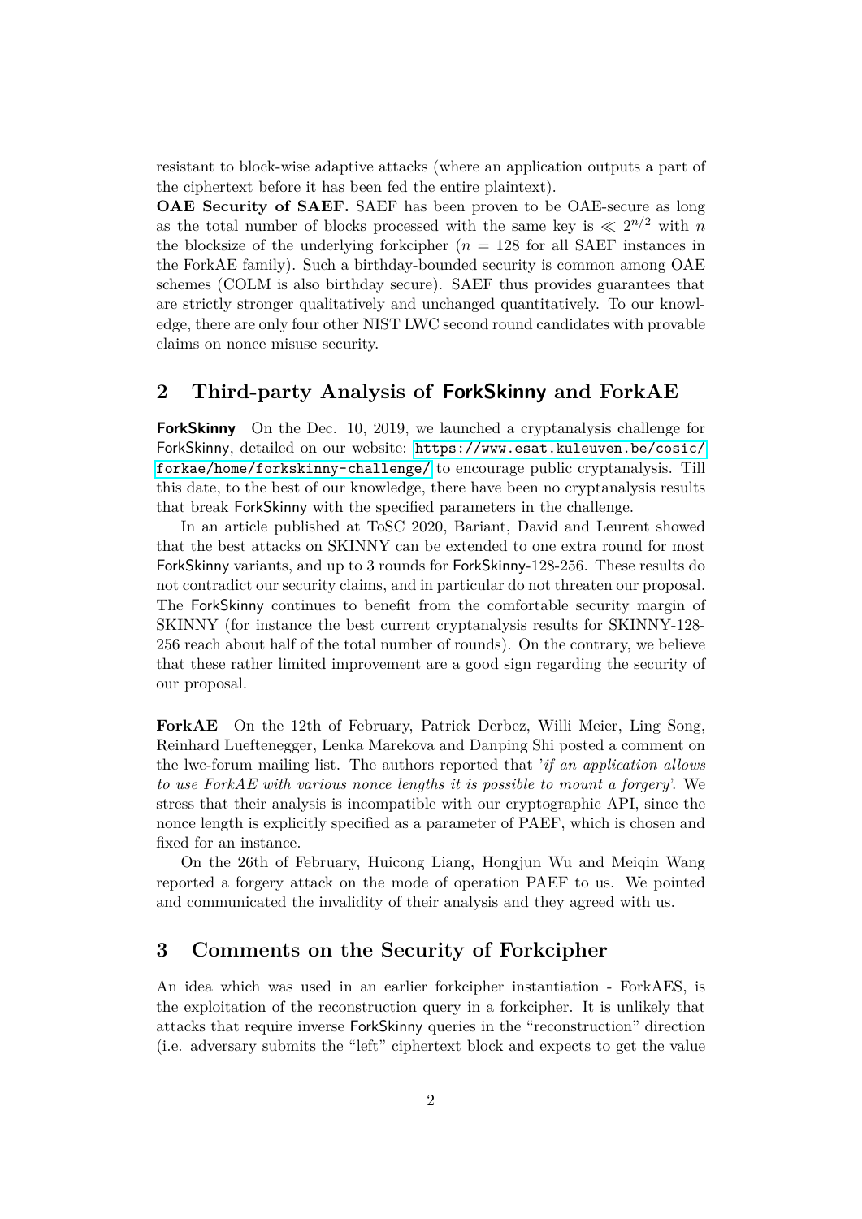resistant to block-wise adaptive attacks (where an application outputs a part of the ciphertext before it has been fed the entire plaintext).

**OAE Security of SAEF.** SAEF has been proven to be OAE-secure as long as the total number of blocks processed with the same key is $\ll 2^{n/2}$ with $n$ the blocksize of the underlying forkcipher ($n = 128$ for all SAEF instances in the ForkAE family). Such a birthday-bounded security is common among OAE schemes (COLM is also birthday secure). SAEF thus provides guarantees that are strictly stronger qualitatively and unchanged quantitatively. To our knowledge, there are only four other NIST LWC second round candidates with provable claims on nonce misuse security.

## 2 Third-party Analysis of ForkSkinny and ForkAE

**ForkSkinny** On the Dec. 10, 2019, we launched a cryptanalysis challenge for ForkSkinny, detailed on our website: https://www.esat.kuleuven.be/cosic/forkae/home/forkskinny-challenge/ to encourage public cryptanalysis. Till this date, to the best of our knowledge, there have been no cryptanalysis results that break ForkSkinny with the specified parameters in the challenge.

In an article published at ToSC 2020, Bariant, David and Leurent showed that the best attacks on SKINNY can be extended to one extra round for most ForkSkinny variants, and up to 3 rounds for ForkSkinny-128-256. These results do not contradict our security claims, and in particular do not threaten our proposal. The ForkSkinny continues to benefit from the comfortable security margin of SKINNY (for instance the best current cryptanalysis results for SKINNY-128-256 reach about half of the total number of rounds). On the contrary, we believe that these rather limited improvement are a good sign regarding the security of our proposal.

**ForkAE** On the 12th of February, Patrick Derbez, Willi Meier, Ling Song, Reinhard Lueftenegger, Lenka Marekova and Danping Shi posted a comment on the lwc-forum mailing list. The authors reported that '*if an application allows to use ForkAE with various nonce lengths it is possible to mount a forgery*'. We stress that their analysis is incompatible with our cryptographic API, since the nonce length is explicitly specified as a parameter of PAEF, which is chosen and fixed for an instance.

On the 26th of February, Huicong Liang, Hongjun Wu and Meiqin Wang reported a forgery attack on the mode of operation PAEF to us. We pointed and communicated the invalidity of their analysis and they agreed with us.

## 3 Comments on the Security of Forkcipher

An idea which was used in an earlier forkcipher instantiation - ForkAES, is the exploitation of the reconstruction query in a forkcipher. It is unlikely that attacks that require inverse ForkSkinny queries in the "reconstruction" direction (i.e. adversary submits the "left" ciphertext block and expects to get the value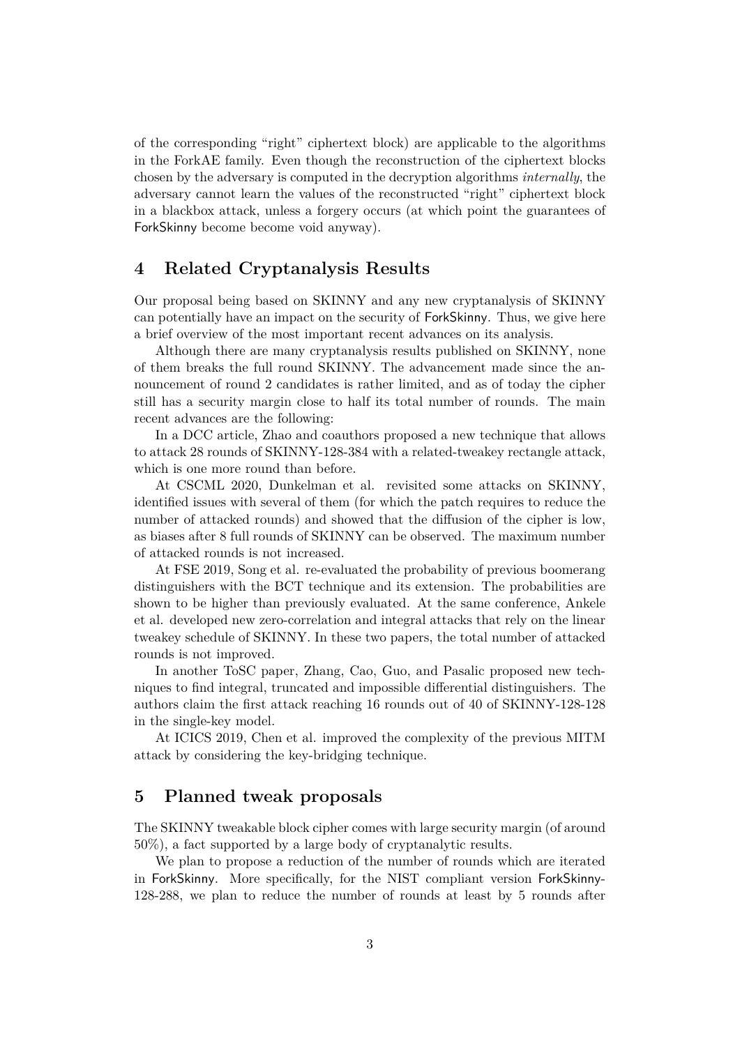of the corresponding "right" ciphertext block) are applicable to the algorithms in the ForkAE family. Even though the reconstruction of the ciphertext blocks chosen by the adversary is computed in the decryption algorithms *internally*, the adversary cannot learn the values of the reconstructed "right" ciphertext block in a blackbox attack, unless a forgery occurs (at which point the guarantees of ForkSkinny become become void anyway).

## 4 Related Cryptanalysis Results

Our proposal being based on SKINNY and any new cryptanalysis of SKINNY can potentially have an impact on the security of ForkSkinny. Thus, we give here a brief overview of the most important recent advances on its analysis.

Although there are many cryptanalysis results published on SKINNY, none of them breaks the full round SKINNY. The advancement made since the announcement of round 2 candidates is rather limited, and as of today the cipher still has a security margin close to half its total number of rounds. The main recent advances are the following:

In a DCC article, Zhao and coauthors proposed a new technique that allows to attack 28 rounds of SKINNY-128-384 with a related-tweakey rectangle attack, which is one more round than before.

At CSCML 2020, Dunkelman et al. revisited some attacks on SKINNY, identified issues with several of them (for which the patch requires to reduce the number of attacked rounds) and showed that the diffusion of the cipher is low, as biases after 8 full rounds of SKINNY can be observed. The maximum number of attacked rounds is not increased.

At FSE 2019, Song et al. re-evaluated the probability of previous boomerang distinguishers with the BCT technique and its extension. The probabilities are shown to be higher than previously evaluated. At the same conference, Ankele et al. developed new zero-correlation and integral attacks that rely on the linear tweakey schedule of SKINNY. In these two papers, the total number of attacked rounds is not improved.

In another ToSC paper, Zhang, Cao, Guo, and Pasalic proposed new techniques to find integral, truncated and impossible differential distinguishers. The authors claim the first attack reaching 16 rounds out of 40 of SKINNY-128-128 in the single-key model.

At ICICS 2019, Chen et al. improved the complexity of the previous MITM attack by considering the key-bridging technique.

## 5 Planned tweak proposals

The SKINNY tweakable block cipher comes with large security margin (of around 50%), a fact supported by a large body of cryptanalytic results.

We plan to propose a reduction of the number of rounds which are iterated in ForkSkinny. More specifically, for the NIST compliant version ForkSkinny-128-288, we plan to reduce the number of rounds at least by 5 rounds after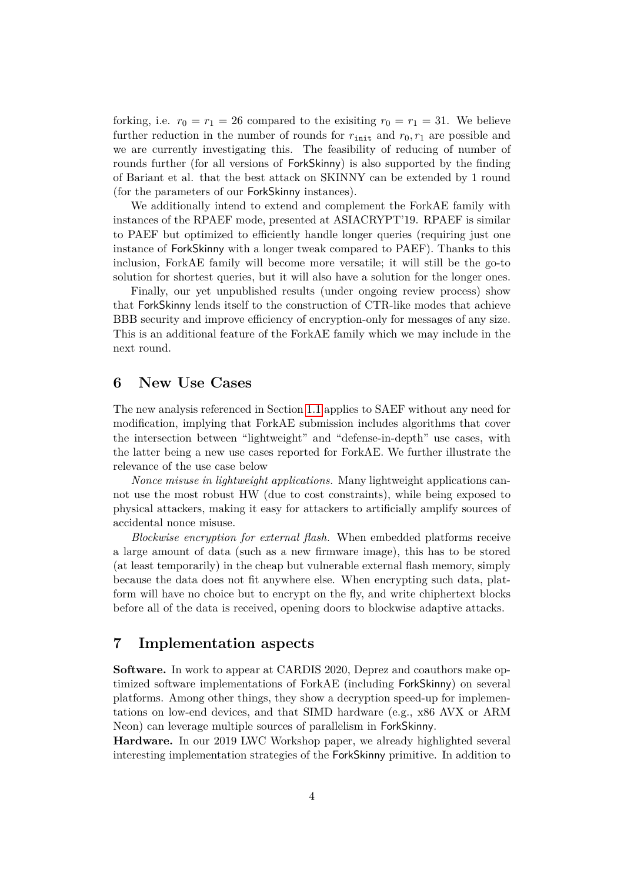forking, i.e. $r_0 = r_1 = 26$ compared to the exisiting $r_0 = r_1 = 31$. We believe further reduction in the number of rounds for $r_{\texttt{init}}$ and $r_0, r_1$ are possible and we are currently investigating this. The feasibility of reducing of number of rounds further (for all versions of ForkSkinny) is also supported by the finding of Bariant et al. that the best attack on SKINNY can be extended by 1 round (for the parameters of our ForkSkinny instances).

We additionally intend to extend and complement the ForkAE family with instances of the RPAEF mode, presented at ASIACRYPT'19. RPAEF is similar to PAEF but optimized to efficiently handle longer queries (requiring just one instance of ForkSkinny with a longer tweak compared to PAEF). Thanks to this inclusion, ForkAE family will become more versatile; it will still be the go-to solution for shortest queries, but it will also have a solution for the longer ones.

Finally, our yet unpublished results (under ongoing review process) show that ForkSkinny lends itself to the construction of CTR-like modes that achieve BBB security and improve efficiency of encryption-only for messages of any size. This is an additional feature of the ForkAE family which we may include in the next round.

## 6 New Use Cases

The new analysis referenced in Section 1.1 applies to SAEF without any need for modification, implying that ForkAE submission includes algorithms that cover the intersection between "lightweight" and "defense-in-depth" use cases, with the latter being a new use cases reported for ForkAE. We further illustrate the relevance of the use case below

*Nonce misuse in lightweight applications.* Many lightweight applications cannot use the most robust HW (due to cost constraints), while being exposed to physical attackers, making it easy for attackers to artificially amplify sources of accidental nonce misuse.

*Blockwise encryption for external flash.* When embedded platforms receive a large amount of data (such as a new firmware image), this has to be stored (at least temporarily) in the cheap but vulnerable external flash memory, simply because the data does not fit anywhere else. When encrypting such data, platform will have no choice but to encrypt on the fly, and write chiphertext blocks before all of the data is received, opening doors to blockwise adaptive attacks.

## 7 Implementation aspects

**Software.** In work to appear at CARDIS 2020, Deprez and coauthors make optimized software implementations of ForkAE (including ForkSkinny) on several platforms. Among other things, they show a decryption speed-up for implementations on low-end devices, and that SIMD hardware (e.g., x86 AVX or ARM Neon) can leverage multiple sources of parallelism in ForkSkinny.

**Hardware.** In our 2019 LWC Workshop paper, we already highlighted several interesting implementation strategies of the ForkSkinny primitive. In addition to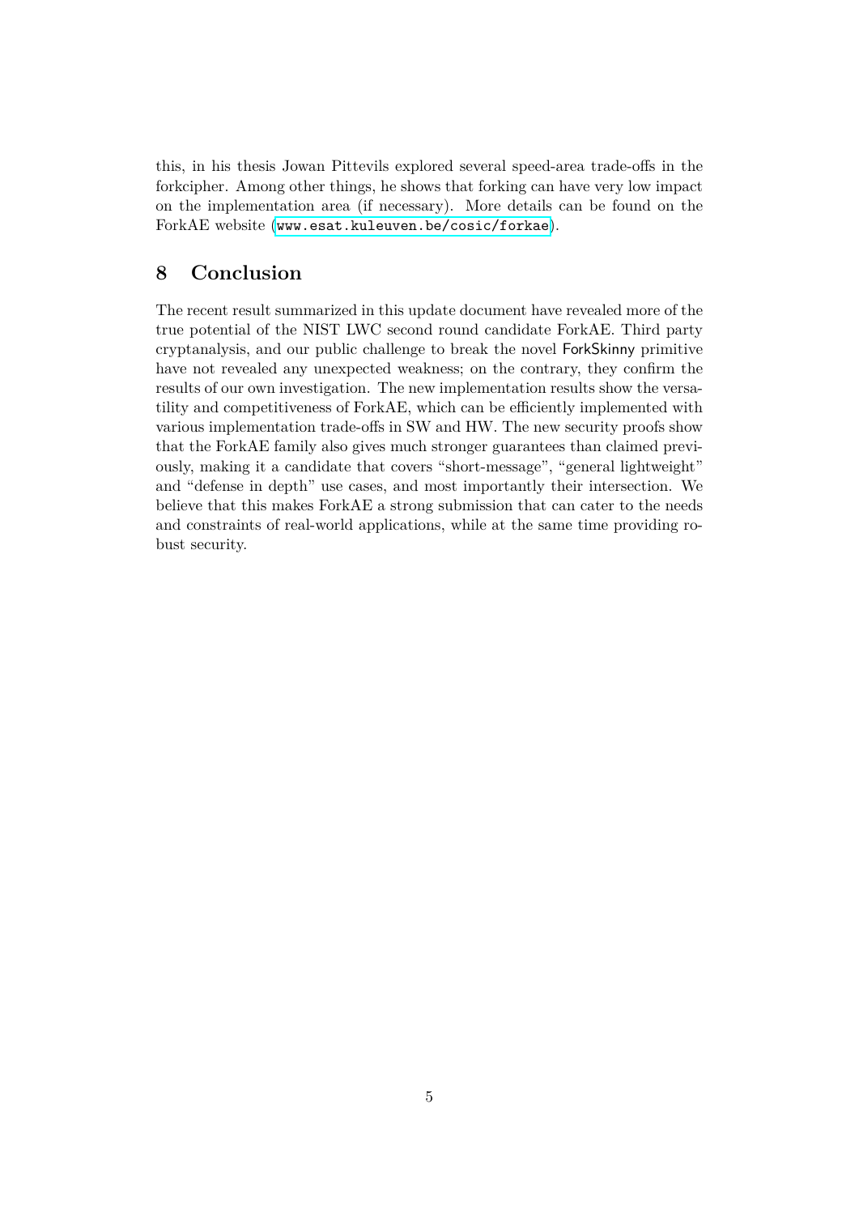this, in his thesis Jowan Pittevils explored several speed-area trade-offs in the forkcipher. Among other things, he shows that forking can have very low impact on the implementation area (if necessary). More details can be found on the ForkAE website (www.esat.kuleuven.be/cosic/forkae).

## 8 Conclusion

The recent result summarized in this update document have revealed more of the true potential of the NIST LWC second round candidate ForkAE. Third party cryptanalysis, and our public challenge to break the novel ForkSkinny primitive have not revealed any unexpected weakness; on the contrary, they confirm the results of our own investigation. The new implementation results show the versatility and competitiveness of ForkAE, which can be efficiently implemented with various implementation trade-offs in SW and HW. The new security proofs show that the ForkAE family also gives much stronger guarantees than claimed previously, making it a candidate that covers "short-message", "general lightweight" and "defense in depth" use cases, and most importantly their intersection. We believe that this makes ForkAE a strong submission that can cater to the needs and constraints of real-world applications, while at the same time providing robust security.